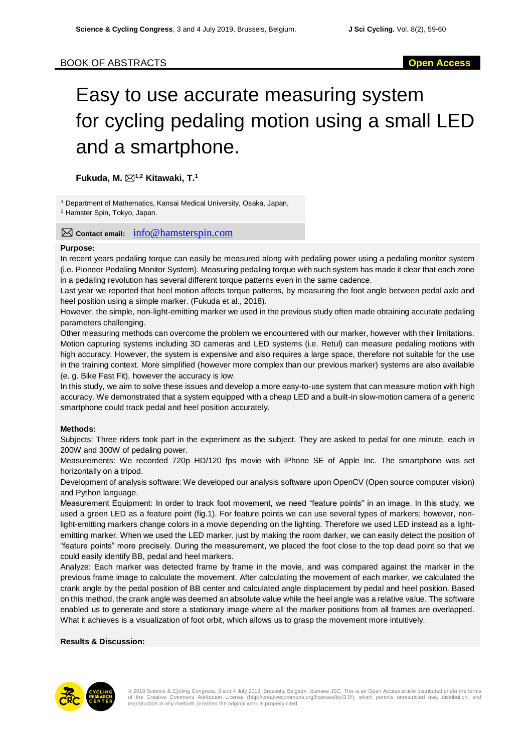BOOK OF ABSTRACTS

Open Access

# Easy to use accurate measuring system for cycling pedaling motion using a small LED and a smartphone.

**Fukuda, M.** ✉[1,2] **Kitawaki, T.**[1]

[1] Department of Mathematics, Kansai Medical University, Osaka, Japan,
[2] Hamster Spin, Tokyo, Japan.

✉ **Contact email:** info@hamsterspin.com

**Purpose:**

In recent years pedaling torque can easily be measured along with pedaling power using a pedaling monitor system (i.e. Pioneer Pedaling Monitor System). Measuring pedaling torque with such system has made it clear that each zone in a pedaling revolution has several different torque patterns even in the same cadence.

Last year we reported that heel motion affects torque patterns, by measuring the foot angle between pedal axle and heel position using a simple marker. (Fukuda et al., 2018).

However, the simple, non-light-emitting marker we used in the previous study often made obtaining accurate pedaling parameters challenging.

Other measuring methods can overcome the problem we encountered with our marker, however with their limitations. Motion capturing systems including 3D cameras and LED systems (i.e. Retul) can measure pedaling motions with high accuracy. However, the system is expensive and also requires a large space, therefore not suitable for the use in the training context. More simplified (however more complex than our previous marker) systems are also available (e. g. Bike Fast Fit), however the accuracy is low.

In this study, we aim to solve these issues and develop a more easy-to-use system that can measure motion with high accuracy. We demonstrated that a system equipped with a cheap LED and a built-in slow-motion camera of a generic smartphone could track pedal and heel position accurately.

**Methods:**

Subjects: Three riders took part in the experiment as the subject. They are asked to pedal for one minute, each in 200W and 300W of pedaling power.

Measurements: We recorded 720p HD/120 fps movie with iPhone SE of Apple Inc. The smartphone was set horizontally on a tripod.

Development of analysis software: We developed our analysis software upon OpenCV (Open source computer vision) and Python language.

Measurement Equipment: In order to track foot movement, we need “feature points” in an image. In this study, we used a green LED as a feature point (fig.1). For feature points we can use several types of markers; however, non-light-emitting markers change colors in a movie depending on the lighting. Therefore we used LED instead as a light-emitting marker. When we used the LED marker, just by making the room darker, we can easily detect the position of “feature points” more precisely. During the measurement, we placed the foot close to the top dead point so that we could easily identify BB, pedal and heel markers.

Analyze: Each marker was detected frame by frame in the movie, and was compared against the marker in the previous frame image to calculate the movement. After calculating the movement of each marker, we calculated the crank angle by the pedal position of BB center and calculated angle displacement by pedal and heel position. Based on this method, the crank angle was deemed an absolute value while the heel angle was a relative value. The software enabled us to generate and store a stationary image where all the marker positions from all frames are overlapped. What it achieves is a visualization of foot orbit, which allows us to grasp the movement more intuitively.

**Results & Discussion:**

© 2019 Science & Cycling Congress, 3 and 4 July 2019, Brussels, Belgium, licensee JSC. This is an Open Access article distributed under the terms of the Creative Commons Attribution License (http://creativecommons.org/licenses/by/3.0/), which permits unrestricted use, distribution, and reproduction in any medium, provided the original work is properly cited.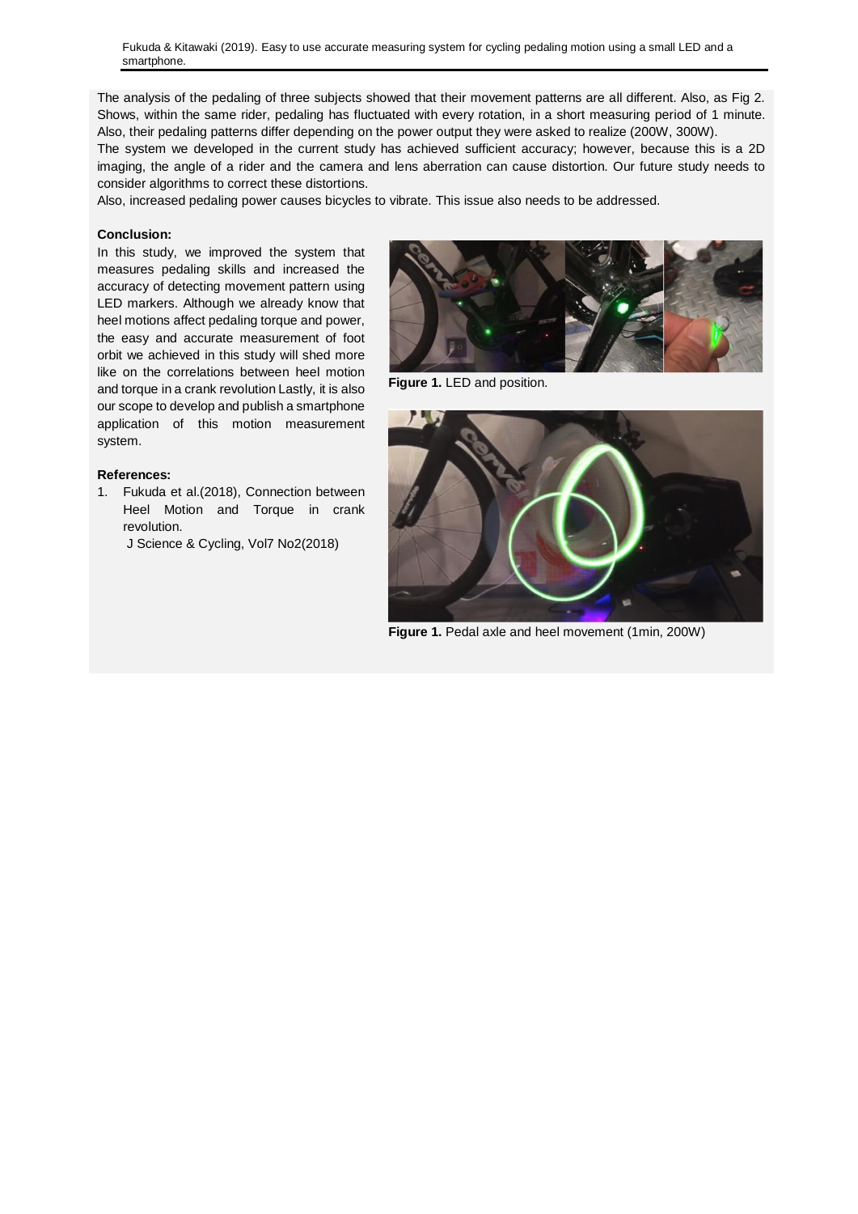The analysis of the pedaling of three subjects showed that their movement patterns are all different. Also, as Fig 2. Shows, within the same rider, pedaling has fluctuated with every rotation, in a short measuring period of 1 minute. Also, their pedaling patterns differ depending on the power output they were asked to realize (200W, 300W).

The system we developed in the current study has achieved sufficient accuracy; however, because this is a 2D imaging, the angle of a rider and the camera and lens aberration can cause distortion. Our future study needs to consider algorithms to correct these distortions.

Also, increased pedaling power causes bicycles to vibrate. This issue also needs to be addressed.

**Conclusion:**

In this study, we improved the system that measures pedaling skills and increased the accuracy of detecting movement pattern using LED markers. Although we already know that heel motions affect pedaling torque and power, the easy and accurate measurement of foot orbit we achieved in this study will shed more like on the correlations between heel motion and torque in a crank revolution Lastly, it is also our scope to develop and publish a smartphone application of this motion measurement system.

**Figure 1.** LED and position.

**Figure 1.** Pedal axle and heel movement (1min, 200W)

**References:**

1. Fukuda et al.(2018), Connection between Heel Motion and Torque in crank revolution.
   J Science & Cycling, Vol7 No2(2018)